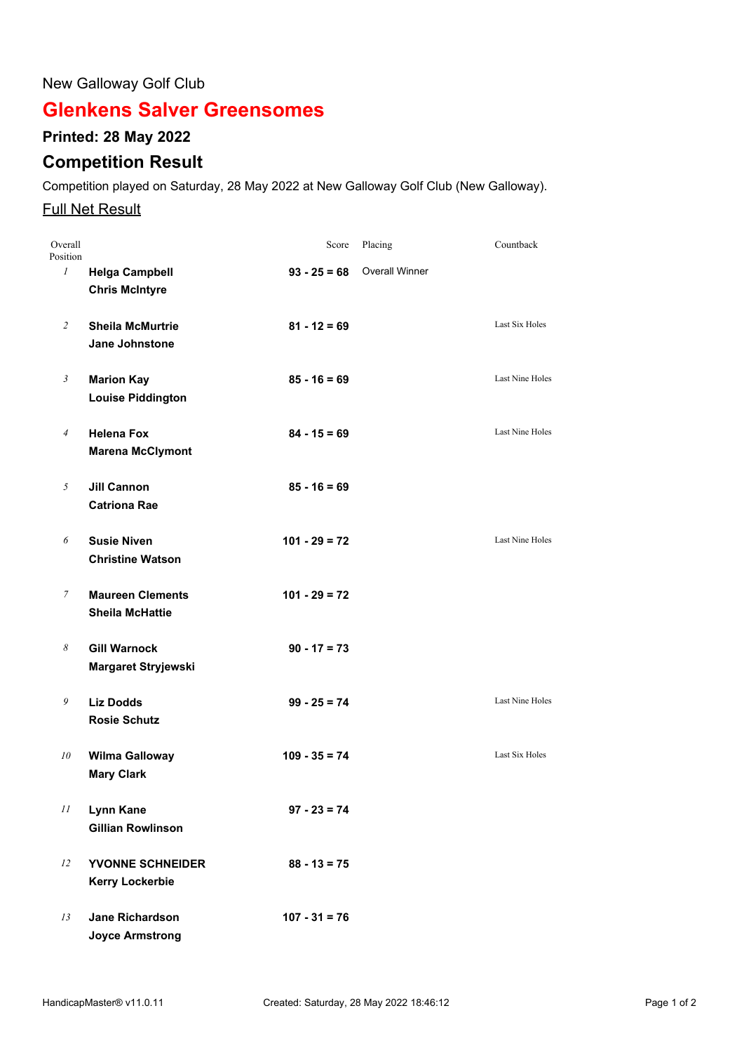New Galloway Golf Club

# Glenkens Salver Greensomes

## Printed: 28 May 2022

## Competition Result

Competition played on Saturday, 28 May 2022 at New Galloway Golf Club (New Galloway).

Full Net Result

| Overall Position | | Score | Placing | Countback |
|---|---|---|---|---|
| 1 | **Helga Campbell**<br>**Chris McIntyre** | **93 - 25 = 68** | Overall Winner | |
| 2 | **Sheila McMurtrie**<br>**Jane Johnstone** | **81 - 12 = 69** | | Last Six Holes |
| 3 | **Marion Kay**<br>**Louise Piddington** | **85 - 16 = 69** | | Last Nine Holes |
| 4 | **Helena Fox**<br>**Marena McClymont** | **84 - 15 = 69** | | Last Nine Holes |
| 5 | **Jill Cannon**<br>**Catriona Rae** | **85 - 16 = 69** | | |
| 6 | **Susie Niven**<br>**Christine Watson** | **101 - 29 = 72** | | Last Nine Holes |
| 7 | **Maureen Clements**<br>**Sheila McHattie** | **101 - 29 = 72** | | |
| 8 | **Gill Warnock**<br>**Margaret Stryjewski** | **90 - 17 = 73** | | |
| 9 | **Liz Dodds**<br>**Rosie Schutz** | **99 - 25 = 74** | | Last Nine Holes |
| 10 | **Wilma Galloway**<br>**Mary Clark** | **109 - 35 = 74** | | Last Six Holes |
| 11 | **Lynn Kane**<br>**Gillian Rowlinson** | **97 - 23 = 74** | | |
| 12 | **YVONNE SCHNEIDER**<br>**Kerry Lockerbie** | **88 - 13 = 75** | | |
| 13 | **Jane Richardson**<br>**Joyce Armstrong** | **107 - 31 = 76** | | |

HandicapMaster® v11.0.11 Created: Saturday, 28 May 2022 18:46:12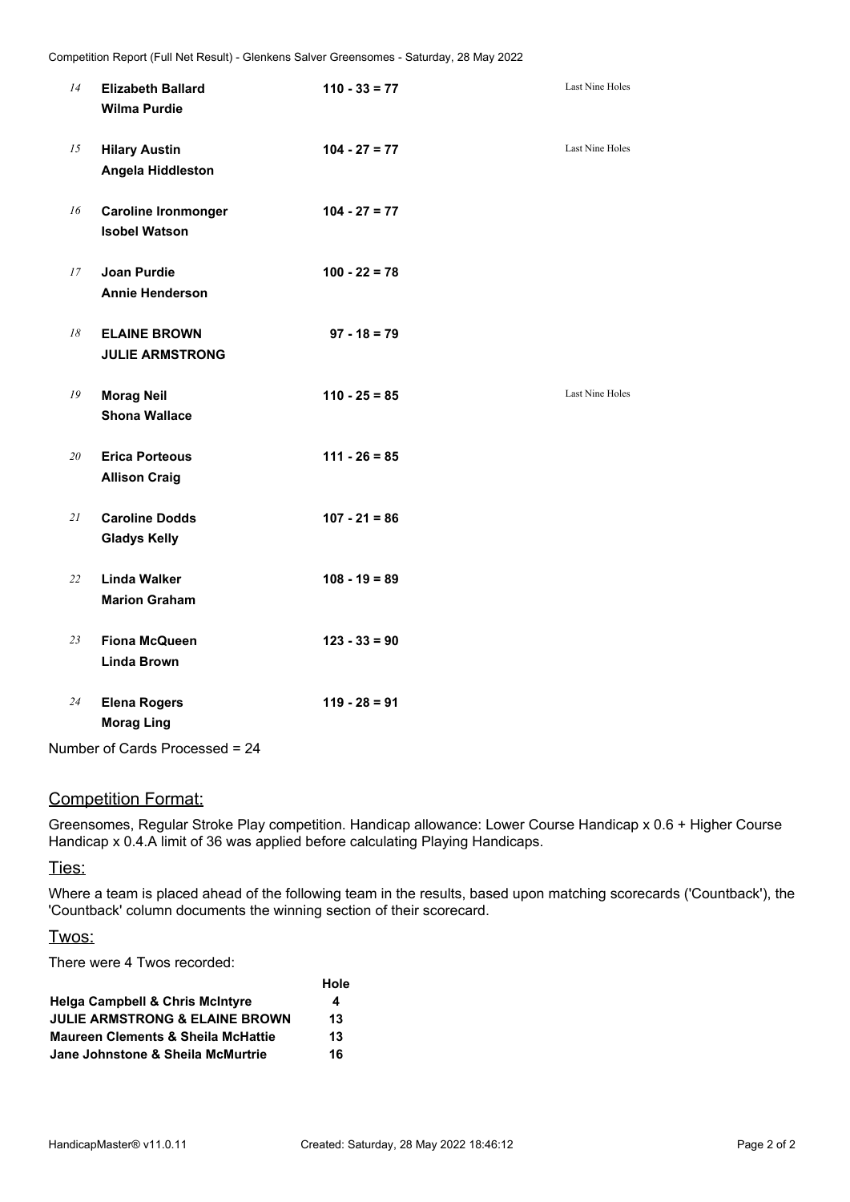| | | | |
|---|---|---|---|
| 14 | **Elizabeth Ballard**<br>**Wilma Purdie** | **110 - 33 = 77** | Last Nine Holes |
| 15 | **Hilary Austin**<br>**Angela Hiddleston** | **104 - 27 = 77** | Last Nine Holes |
| 16 | **Caroline Ironmonger**<br>**Isobel Watson** | **104 - 27 = 77** | |
| 17 | **Joan Purdie**<br>**Annie Henderson** | **100 - 22 = 78** | |
| 18 | **ELAINE BROWN**<br>**JULIE ARMSTRONG** | **97 - 18 = 79** | |
| 19 | **Morag Neil**<br>**Shona Wallace** | **110 - 25 = 85** | Last Nine Holes |
| 20 | **Erica Porteous**<br>**Allison Craig** | **111 - 26 = 85** | |
| 21 | **Caroline Dodds**<br>**Gladys Kelly** | **107 - 21 = 86** | |
| 22 | **Linda Walker**<br>**Marion Graham** | **108 - 19 = 89** | |
| 23 | **Fiona McQueen**<br>**Linda Brown** | **123 - 33 = 90** | |
| 24 | **Elena Rogers**<br>**Morag Ling** | **119 - 28 = 91** | |

Number of Cards Processed = 24

## Competition Format:

Greensomes, Regular Stroke Play competition. Handicap allowance: Lower Course Handicap x 0.6 + Higher Course Handicap x 0.4.A limit of 36 was applied before calculating Playing Handicaps.

## Ties:

Where a team is placed ahead of the following team in the results, based upon matching scorecards ('Countback'), the 'Countback' column documents the winning section of their scorecard.

## Twos:

There were 4 Twos recorded:

| | Hole |
|---|---|
| **Helga Campbell & Chris McIntyre** | **4** |
| **JULIE ARMSTRONG & ELAINE BROWN** | **13** |
| **Maureen Clements & Sheila McHattie** | **13** |
| **Jane Johnstone & Sheila McMurtrie** | **16** |

HandicapMaster® v11.0.11 Created: Saturday, 28 May 2022 18:46:12